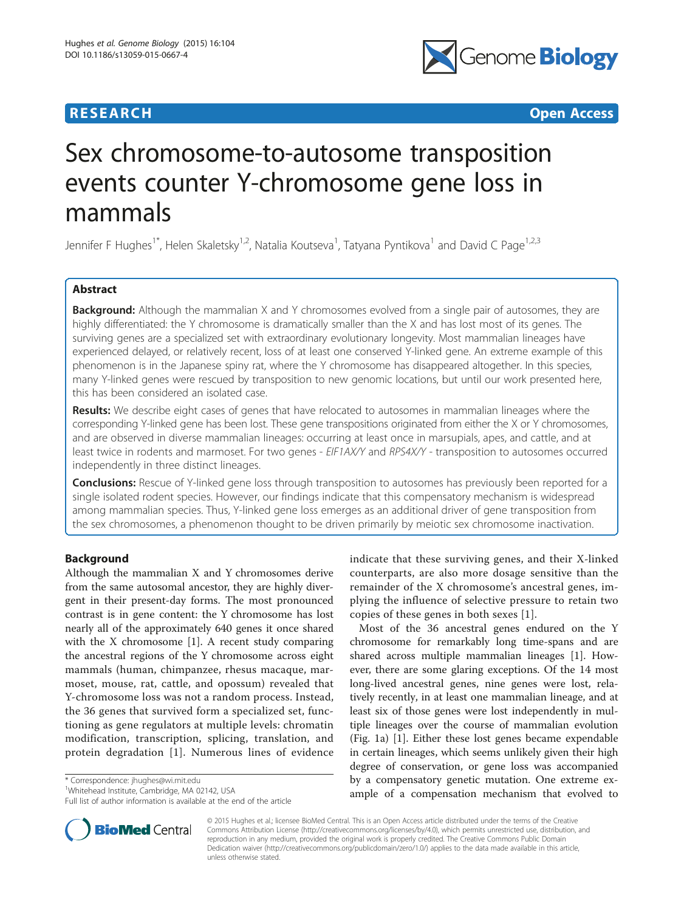**RESEARCH** **Open Access**

# Sex chromosome-to-autosome transposition events counter Y-chromosome gene loss in mammals

Jennifer F Hughes[1*], Helen Skaletsky[1,2], Natalia Koutseva[1], Tatyana Pyntikova[1] and David C Page[1,2,3]

## Abstract

**Background:** Although the mammalian X and Y chromosomes evolved from a single pair of autosomes, they are highly differentiated: the Y chromosome is dramatically smaller than the X and has lost most of its genes. The surviving genes are a specialized set with extraordinary evolutionary longevity. Most mammalian lineages have experienced delayed, or relatively recent, loss of at least one conserved Y-linked gene. An extreme example of this phenomenon is in the Japanese spiny rat, where the Y chromosome has disappeared altogether. In this species, many Y-linked genes were rescued by transposition to new genomic locations, but until our work presented here, this has been considered an isolated case.

**Results:** We describe eight cases of genes that have relocated to autosomes in mammalian lineages where the corresponding Y-linked gene has been lost. These gene transpositions originated from either the X or Y chromosomes, and are observed in diverse mammalian lineages: occurring at least once in marsupials, apes, and cattle, and at least twice in rodents and marmoset. For two genes - *EIF1AX/Y* and *RPS4X/Y* - transposition to autosomes occurred independently in three distinct lineages.

**Conclusions:** Rescue of Y-linked gene loss through transposition to autosomes has previously been reported for a single isolated rodent species. However, our findings indicate that this compensatory mechanism is widespread among mammalian species. Thus, Y-linked gene loss emerges as an additional driver of gene transposition from the sex chromosomes, a phenomenon thought to be driven primarily by meiotic sex chromosome inactivation.

## Background

Although the mammalian X and Y chromosomes derive from the same autosomal ancestor, they are highly divergent in their present-day forms. The most pronounced contrast is in gene content: the Y chromosome has lost nearly all of the approximately 640 genes it once shared with the X chromosome [1]. A recent study comparing the ancestral regions of the Y chromosome across eight mammals (human, chimpanzee, rhesus macaque, marmoset, mouse, rat, cattle, and opossum) revealed that Y-chromosome loss was not a random process. Instead, the 36 genes that survived form a specialized set, functioning as gene regulators at multiple levels: chromatin modification, transcription, splicing, translation, and protein degradation [1]. Numerous lines of evidence indicate that these surviving genes, and their X-linked counterparts, are also more dosage sensitive than the remainder of the X chromosome's ancestral genes, implying the influence of selective pressure to retain two copies of these genes in both sexes [1].

Most of the 36 ancestral genes endured on the Y chromosome for remarkably long time-spans and are shared across multiple mammalian lineages [1]. However, there are some glaring exceptions. Of the 14 most long-lived ancestral genes, nine genes were lost, relatively recently, in at least one mammalian lineage, and at least six of those genes were lost independently in multiple lineages over the course of mammalian evolution (Fig. 1a) [1]. Either these lost genes became expendable in certain lineages, which seems unlikely given their high degree of conservation, or gene loss was accompanied by a compensatory genetic mutation. One extreme example of a compensation mechanism that evolved to

\* Correspondence: jhughes@wi.mit.edu
[1]Whitehead Institute, Cambridge, MA 02142, USA
Full list of author information is available at the end of the article

© 2015 Hughes et al.; licensee BioMed Central. This is an Open Access article distributed under the terms of the Creative Commons Attribution License (http://creativecommons.org/licenses/by/4.0), which permits unrestricted use, distribution, and reproduction in any medium, provided the original work is properly credited. The Creative Commons Public Domain Dedication waiver (http://creativecommons.org/publicdomain/zero/1.0/) applies to the data made available in this article, unless otherwise stated.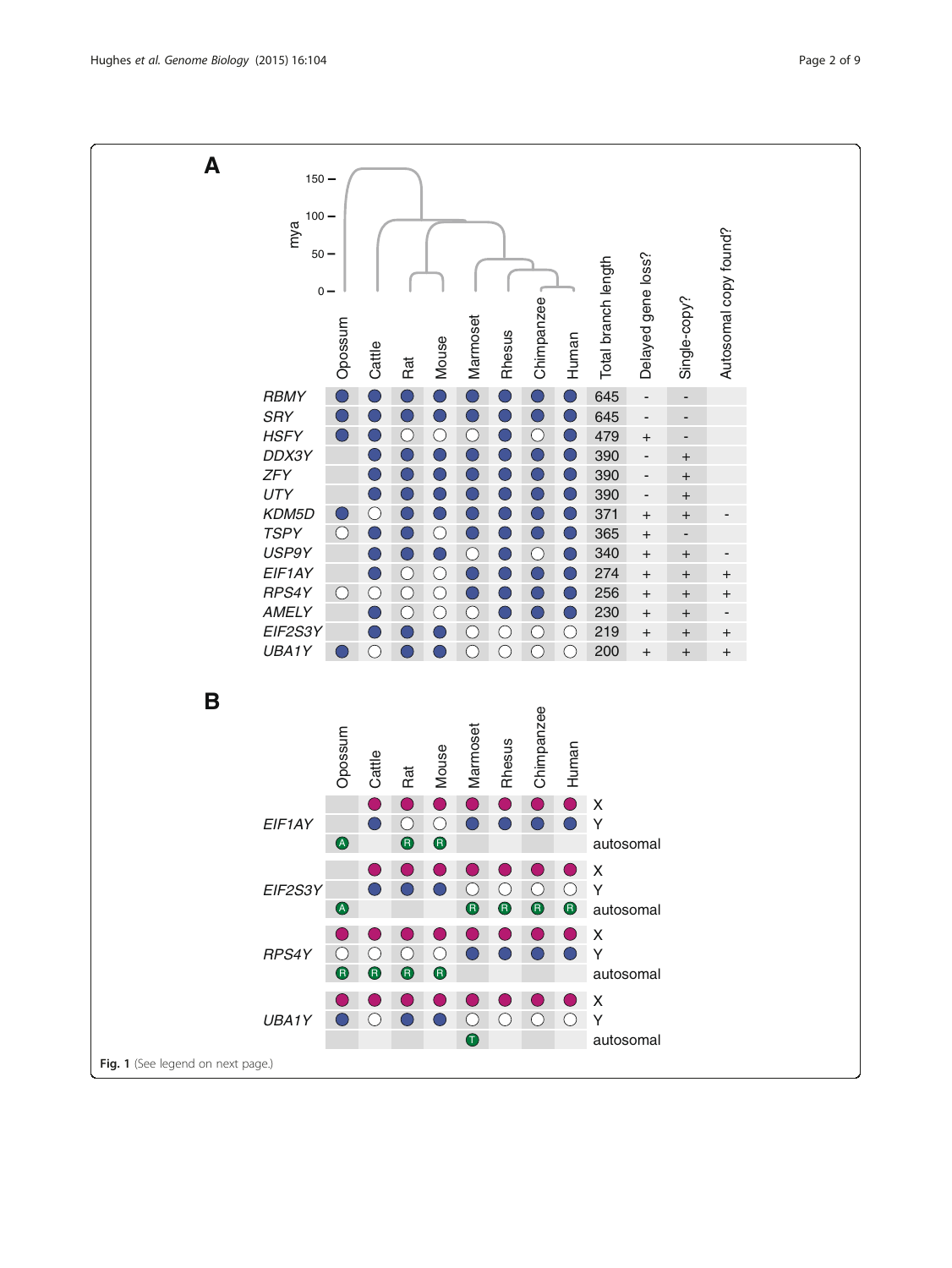**A**

| | Opossum | Cattle | Rat | Mouse | Marmoset | Rhesus | Chimpanzee | Human | Total branch length | Delayed gene loss? | Single-copy? | Autosomal copy found? |
|---|---|---|---|---|---|---|---|---|---|---|---|---|
| *RBMY* | ● | ● | ● | ● | ● | ● | ● | ● | 645 | - | - | |
| *SRY* | ● | ● | ● | ● | ● | ● | ● | ● | 645 | - | - | |
| *HSFY* | ● | ● | ○ | ○ | ○ | ● | ○ | ● | 479 | + | - | |
| *DDX3Y* | | ● | ● | ● | ● | ● | ● | ● | 390 | - | + | |
| *ZFY* | | ● | ● | ● | ● | ● | ● | ● | 390 | - | + | |
| *UTY* | | ● | ● | ● | ● | ● | ● | ● | 390 | - | + | |
| *KDM5D* | ● | ○ | ● | ● | ● | ● | ● | ● | 371 | + | + | - |
| *TSPY* | ○ | ● | ● | ○ | ● | ● | ● | ● | 365 | + | - | |
| *USP9Y* | | ● | ● | ● | ○ | ● | ○ | ● | 340 | + | + | - |
| *EIF1AY* | | ● | ○ | ○ | ● | ● | ● | ● | 274 | + | + | + |
| *RPS4Y* | ○ | ○ | ○ | ○ | ● | ● | ● | ● | 256 | + | + | + |
| *AMELY* | | ● | ○ | ○ | ○ | ● | ● | ● | 230 | + | + | - |
| *EIF2S3Y* | | ● | ● | ● | ○ | ○ | ○ | ○ | 219 | + | + | + |
| *UBA1Y* | ● | ○ | ● | ● | ○ | ○ | ○ | ○ | 200 | + | + | + |

**B**

| Gene | Opossum | Cattle | Rat | Mouse | Marmoset | Rhesus | Chimpanzee | Human | |
|---|---|---|---|---|---|---|---|---|---|
| *EIF1AY* | | ● | ● | ● | ● | ● | ● | ● | X |
| | | ● | ○ | ○ | ● | ● | ● | ● | Y |
| | A | | R | R | | | | | autosomal |
| *EIF2S3Y* | | ● | ● | ● | ● | ● | ● | ● | X |
| | | ● | ● | ● | ○ | ○ | ○ | ○ | Y |
| | A | | | | R | R | R | R | autosomal |
| *RPS4Y* | ● | ● | ● | ● | ● | ● | ● | ● | X |
| | ○ | ○ | ○ | ○ | ● | ● | ● | ● | Y |
| | R | R | R | R | | | | | autosomal |
| *UBA1Y* | ● | ● | ● | ● | ● | ● | ● | ● | X |
| | ● | ○ | ● | ● | ○ | ○ | ○ | ○ | Y |
| | | | | | T | | | | autosomal |

**Fig. 1** (See legend on next page.)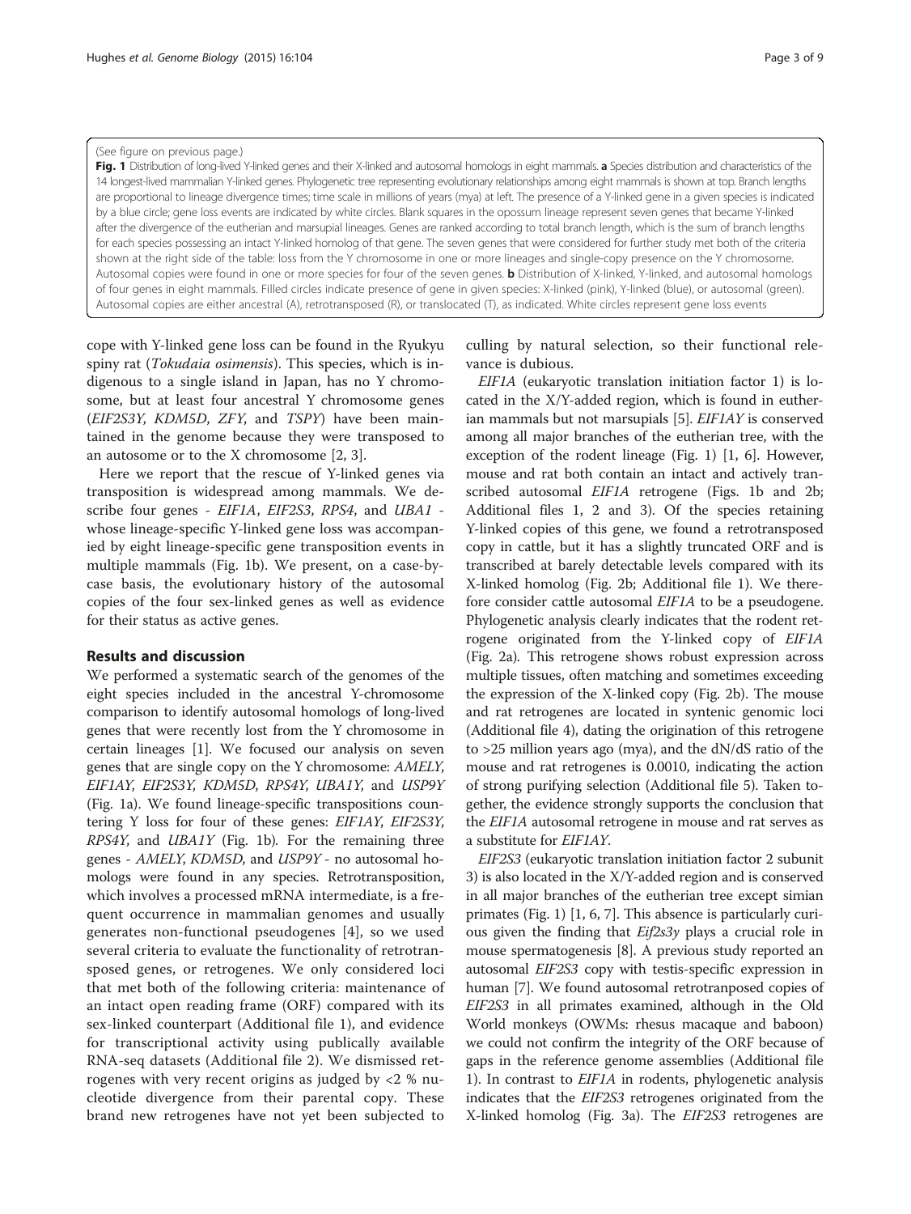(See figure on previous page.)

**Fig. 1** Distribution of long-lived Y-linked genes and their X-linked and autosomal homologs in eight mammals. **a** Species distribution and characteristics of the 14 longest-lived mammalian Y-linked genes. Phylogenetic tree representing evolutionary relationships among eight mammals is shown at top. Branch lengths are proportional to lineage divergence times; time scale in millions of years (mya) at left. The presence of a Y-linked gene in a given species is indicated by a blue circle; gene loss events are indicated by white circles. Blank squares in the opossum lineage represent seven genes that became Y-linked after the divergence of the eutherian and marsupial lineages. Genes are ranked according to total branch length, which is the sum of branch lengths for each species possessing an intact Y-linked homolog of that gene. The seven genes that were considered for further study met both of the criteria shown at the right side of the table: loss from the Y chromosome in one or more lineages and single-copy presence on the Y chromosome. Autosomal copies were found in one or more species for four of the seven genes. **b** Distribution of X-linked, Y-linked, and autosomal homologs of four genes in eight mammals. Filled circles indicate presence of gene in given species: X-linked (pink), Y-linked (blue), or autosomal (green). Autosomal copies are either ancestral (A), retrotransposed (R), or translocated (T), as indicated. White circles represent gene loss events

cope with Y-linked gene loss can be found in the Ryukyu spiny rat (*Tokudaia osimensis*). This species, which is indigenous to a single island in Japan, has no Y chromosome, but at least four ancestral Y chromosome genes (*EIF2S3Y*, *KDM5D*, *ZFY*, and *TSPY*) have been maintained in the genome because they were transposed to an autosome or to the X chromosome [2, 3].

Here we report that the rescue of Y-linked genes via transposition is widespread among mammals. We describe four genes - *EIF1A*, *EIF2S3*, *RPS4*, and *UBA1* - whose lineage-specific Y-linked gene loss was accompanied by eight lineage-specific gene transposition events in multiple mammals (Fig. 1b). We present, on a case-by-case basis, the evolutionary history of the autosomal copies of the four sex-linked genes as well as evidence for their status as active genes.

## Results and discussion

We performed a systematic search of the genomes of the eight species included in the ancestral Y-chromosome comparison to identify autosomal homologs of long-lived genes that were recently lost from the Y chromosome in certain lineages [1]. We focused our analysis on seven genes that are single copy on the Y chromosome: *AMELY*, *EIF1AY*, *EIF2S3Y*, *KDM5D*, *RPS4Y*, *UBA1Y*, and *USP9Y* (Fig. 1a). We found lineage-specific transpositions countering Y loss for four of these genes: *EIF1AY*, *EIF2S3Y*, *RPS4Y*, and *UBA1Y* (Fig. 1b). For the remaining three genes - *AMELY*, *KDM5D*, and *USP9Y* - no autosomal homologs were found in any species. Retrotransposition, which involves a processed mRNA intermediate, is a frequent occurrence in mammalian genomes and usually generates non-functional pseudogenes [4], so we used several criteria to evaluate the functionality of retrotransposed genes, or retrogenes. We only considered loci that met both of the following criteria: maintenance of an intact open reading frame (ORF) compared with its sex-linked counterpart (Additional file 1), and evidence for transcriptional activity using publically available RNA-seq datasets (Additional file 2). We dismissed retrogenes with very recent origins as judged by <2 % nucleotide divergence from their parental copy. These brand new retrogenes have not yet been subjected to culling by natural selection, so their functional relevance is dubious.

*EIF1A* (eukaryotic translation initiation factor 1) is located in the X/Y-added region, which is found in eutherian mammals but not marsupials [5]. *EIF1AY* is conserved among all major branches of the eutherian tree, with the exception of the rodent lineage (Fig. 1) [1, 6]. However, mouse and rat both contain an intact and actively transcribed autosomal *EIF1A* retrogene (Figs. 1b and 2b; Additional files 1, 2 and 3). Of the species retaining Y-linked copies of this gene, we found a retrotransposed copy in cattle, but it has a slightly truncated ORF and is transcribed at barely detectable levels compared with its X-linked homolog (Fig. 2b; Additional file 1). We therefore consider cattle autosomal *EIF1A* to be a pseudogene. Phylogenetic analysis clearly indicates that the rodent retrogene originated from the Y-linked copy of *EIF1A* (Fig. 2a). This retrogene shows robust expression across multiple tissues, often matching and sometimes exceeding the expression of the X-linked copy (Fig. 2b). The mouse and rat retrogenes are located in syntenic genomic loci (Additional file 4), dating the origination of this retrogene to >25 million years ago (mya), and the dN/dS ratio of the mouse and rat retrogenes is 0.0010, indicating the action of strong purifying selection (Additional file 5). Taken together, the evidence strongly supports the conclusion that the *EIF1A* autosomal retrogene in mouse and rat serves as a substitute for *EIF1AY*.

*EIF2S3* (eukaryotic translation initiation factor 2 subunit 3) is also located in the X/Y-added region and is conserved in all major branches of the eutherian tree except simian primates (Fig. 1) [1, 6, 7]. This absence is particularly curious given the finding that *Eif2s3y* plays a crucial role in mouse spermatogenesis [8]. A previous study reported an autosomal *EIF2S3* copy with testis-specific expression in human [7]. We found autosomal retrotranposed copies of *EIF2S3* in all primates examined, although in the Old World monkeys (OWMs: rhesus macaque and baboon) we could not confirm the integrity of the ORF because of gaps in the reference genome assemblies (Additional file 1). In contrast to *EIF1A* in rodents, phylogenetic analysis indicates that the *EIF2S3* retrogenes originated from the X-linked homolog (Fig. 3a). The *EIF2S3* retrogenes are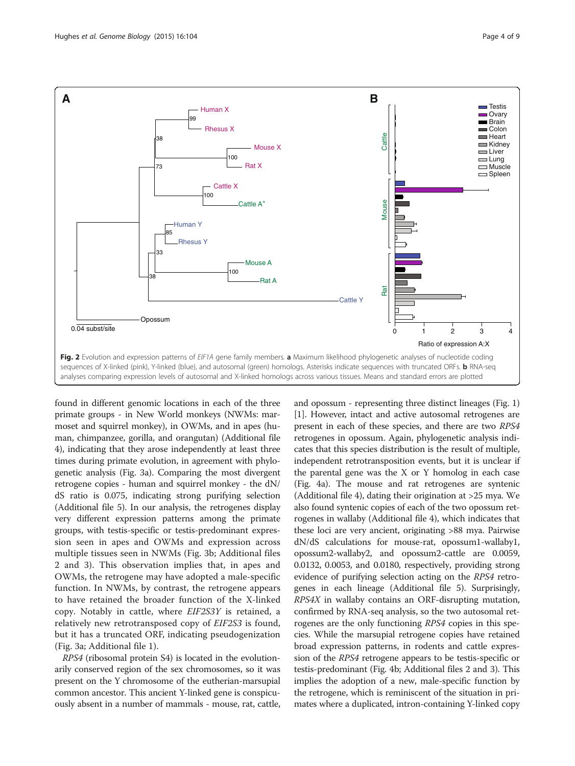**Fig. 2** Evolution and expression patterns of *EIF1A* gene family members. **a** Maximum likelihood phylogenetic analyses of nucleotide coding sequences of X-linked (pink), Y-linked (blue), and autosomal (green) homologs. Asterisks indicate sequences with truncated ORFs. **b** RNA-seq analyses comparing expression levels of autosomal and X-linked homologs across various tissues. Means and standard errors are plotted

found in different genomic locations in each of the three primate groups - in New World monkeys (NWMs: marmoset and squirrel monkey), in OWMs, and in apes (human, chimpanzee, gorilla, and orangutan) (Additional file 4), indicating that they arose independently at least three times during primate evolution, in agreement with phylogenetic analysis (Fig. 3a). Comparing the most divergent retrogene copies - human and squirrel monkey - the dN/dS ratio is 0.075, indicating strong purifying selection (Additional file 5). In our analysis, the retrogenes display very different expression patterns among the primate groups, with testis-specific or testis-predominant expression seen in apes and OWMs and expression across multiple tissues seen in NWMs (Fig. 3b; Additional files 2 and 3). This observation implies that, in apes and OWMs, the retrogene may have adopted a male-specific function. In NWMs, by contrast, the retrogene appears to have retained the broader function of the X-linked copy. Notably in cattle, where *EIF2S3Y* is retained, a relatively new retrotransposed copy of *EIF2S3* is found, but it has a truncated ORF, indicating pseudogenization (Fig. 3a; Additional file 1).

*RPS4* (ribosomal protein S4) is located in the evolutionarily conserved region of the sex chromosomes, so it was present on the Y chromosome of the eutherian-marsupial common ancestor. This ancient Y-linked gene is conspicuously absent in a number of mammals - mouse, rat, cattle, and opossum - representing three distinct lineages (Fig. 1) [1]. However, intact and active autosomal retrogenes are present in each of these species, and there are two *RPS4* retrogenes in opossum. Again, phylogenetic analysis indicates that this species distribution is the result of multiple, independent retrotransposition events, but it is unclear if the parental gene was the X or Y homolog in each case (Fig. 4a). The mouse and rat retrogenes are syntenic (Additional file 4), dating their origination at >25 mya. We also found syntenic copies of each of the two opossum retrogenes in wallaby (Additional file 4), which indicates that these loci are very ancient, originating >88 mya. Pairwise dN/dS calculations for mouse-rat, opossum1-wallaby1, opossum2-wallaby2, and opossum2-cattle are 0.0059, 0.0132, 0.0053, and 0.0180, respectively, providing strong evidence of purifying selection acting on the *RPS4* retrogenes in each lineage (Additional file 5). Surprisingly, *RPS4X* in wallaby contains an ORF-disrupting mutation, confirmed by RNA-seq analysis, so the two autosomal retrogenes are the only functioning *RPS4* copies in this species. While the marsupial retrogene copies have retained broad expression patterns, in rodents and cattle expression of the *RPS4* retrogene appears to be testis-specific or testis-predominant (Fig. 4b; Additional files 2 and 3). This implies the adoption of a new, male-specific function by the retrogene, which is reminiscent of the situation in primates where a duplicated, intron-containing Y-linked copy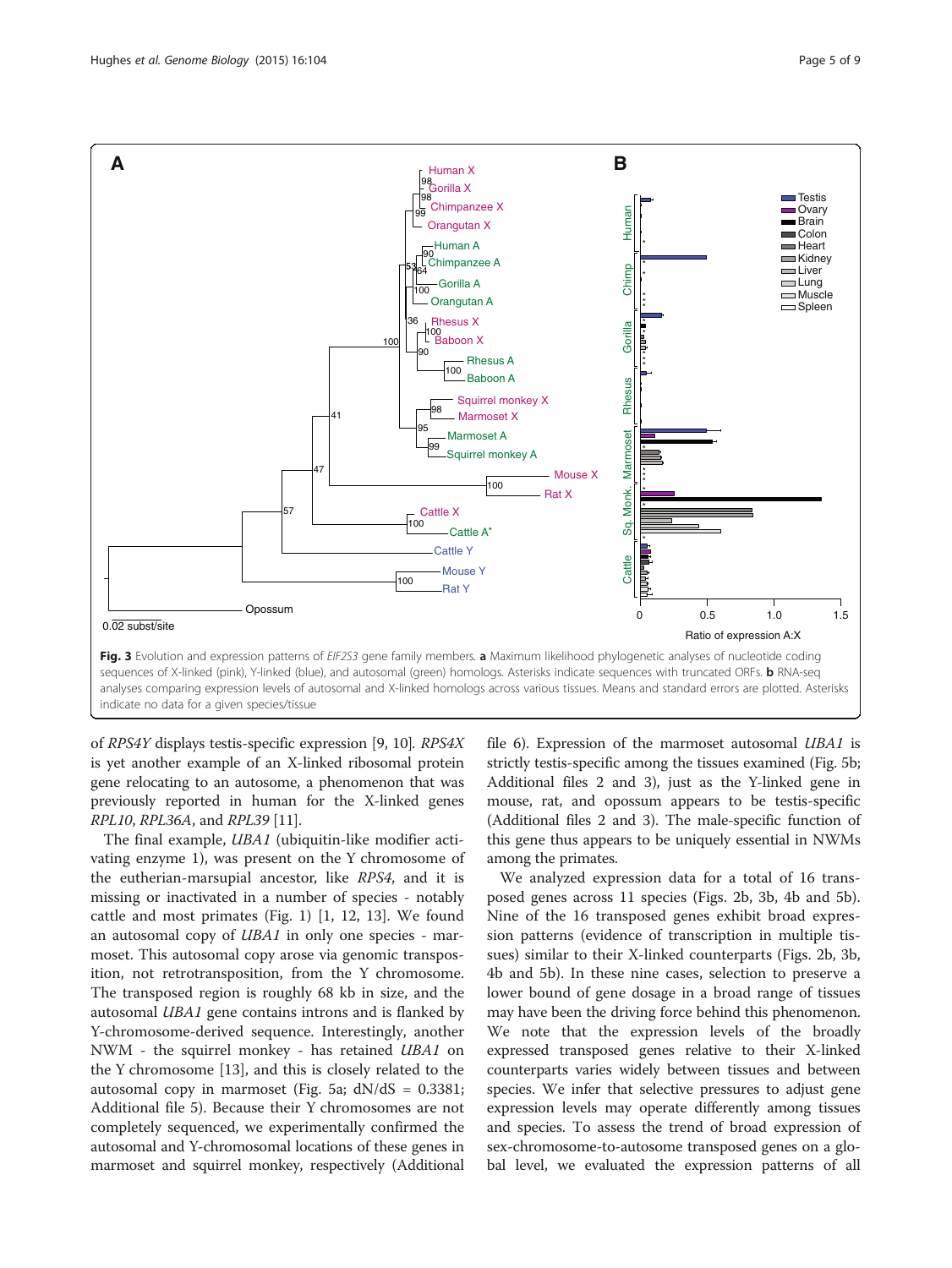**Fig. 3** Evolution and expression patterns of *EIF2S3* gene family members. **a** Maximum likelihood phylogenetic analyses of nucleotide coding sequences of X-linked (pink), Y-linked (blue), and autosomal (green) homologs. Asterisks indicate sequences with truncated ORFs. **b** RNA-seq analyses comparing expression levels of autosomal and X-linked homologs across various tissues. Means and standard errors are plotted. Asterisks indicate no data for a given species/tissue

of *RPS4Y* displays testis-specific expression [9, 10]. *RPS4X* is yet another example of an X-linked ribosomal protein gene relocating to an autosome, a phenomenon that was previously reported in human for the X-linked genes *RPL10*, *RPL36A*, and *RPL39* [11].

The final example, *UBA1* (ubiquitin-like modifier activating enzyme 1), was present on the Y chromosome of the eutherian-marsupial ancestor, like *RPS4*, and it is missing or inactivated in a number of species - notably cattle and most primates (Fig. 1) [1, 12, 13]. We found an autosomal copy of *UBA1* in only one species - marmoset. This autosomal copy arose via genomic transposition, not retrotransposition, from the Y chromosome. The transposed region is roughly 68 kb in size, and the autosomal *UBA1* gene contains introns and is flanked by Y-chromosome-derived sequence. Interestingly, another NWM - the squirrel monkey - has retained *UBA1* on the Y chromosome [13], and this is closely related to the autosomal copy in marmoset (Fig. 5a; dN/dS = 0.3381; Additional file 5). Because their Y chromosomes are not completely sequenced, we experimentally confirmed the autosomal and Y-chromosomal locations of these genes in marmoset and squirrel monkey, respectively (Additional file 6). Expression of the marmoset autosomal *UBA1* is strictly testis-specific among the tissues examined (Fig. 5b; Additional files 2 and 3), just as the Y-linked gene in mouse, rat, and opossum appears to be testis-specific (Additional files 2 and 3). The male-specific function of this gene thus appears to be uniquely essential in NWMs among the primates.

We analyzed expression data for a total of 16 transposed genes across 11 species (Figs. 2b, 3b, 4b and 5b). Nine of the 16 transposed genes exhibit broad expression patterns (evidence of transcription in multiple tissues) similar to their X-linked counterparts (Figs. 2b, 3b, 4b and 5b). In these nine cases, selection to preserve a lower bound of gene dosage in a broad range of tissues may have been the driving force behind this phenomenon. We note that the expression levels of the broadly expressed transposed genes relative to their X-linked counterparts varies widely between tissues and between species. We infer that selective pressures to adjust gene expression levels may operate differently among tissues and species. To assess the trend of broad expression of sex-chromosome-to-autosome transposed genes on a global level, we evaluated the expression patterns of all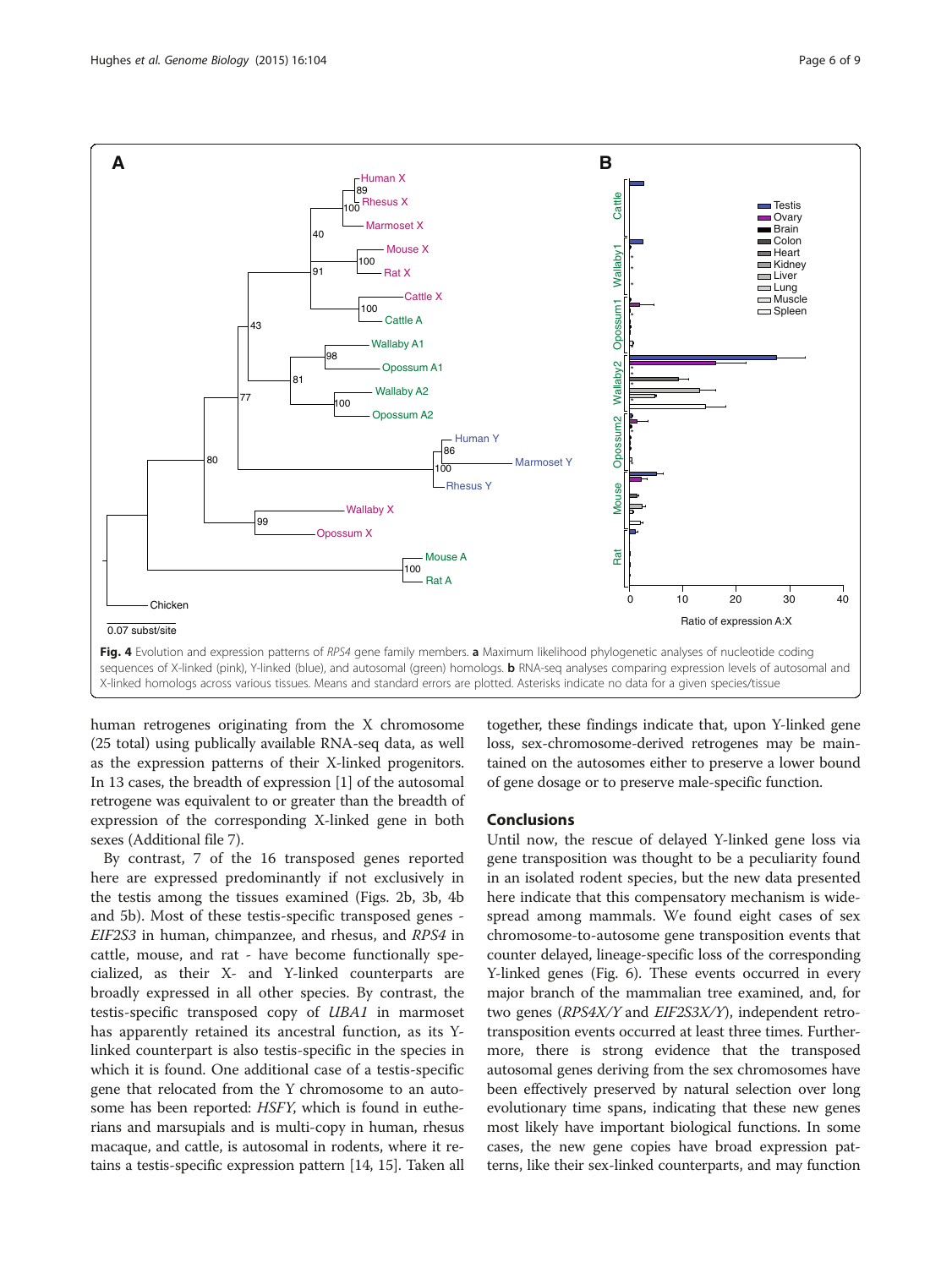Fig. 4 Evolution and expression patterns of *RPS4* gene family members. **a** Maximum likelihood phylogenetic analyses of nucleotide coding sequences of X-linked (pink), Y-linked (blue), and autosomal (green) homologs. **b** RNA-seq analyses comparing expression levels of autosomal and X-linked homologs across various tissues. Means and standard errors are plotted. Asterisks indicate no data for a given species/tissue

human retrogenes originating from the X chromosome (25 total) using publically available RNA-seq data, as well as the expression patterns of their X-linked progenitors. In 13 cases, the breadth of expression [1] of the autosomal retrogene was equivalent to or greater than the breadth of expression of the corresponding X-linked gene in both sexes (Additional file 7).

By contrast, 7 of the 16 transposed genes reported here are expressed predominantly if not exclusively in the testis among the tissues examined (Figs. 2b, 3b, 4b and 5b). Most of these testis-specific transposed genes - *EIF2S3* in human, chimpanzee, and rhesus, and *RPS4* in cattle, mouse, and rat - have become functionally specialized, as their X- and Y-linked counterparts are broadly expressed in all other species. By contrast, the testis-specific transposed copy of *UBA1* in marmoset has apparently retained its ancestral function, as its Y-linked counterpart is also testis-specific in the species in which it is found. One additional case of a testis-specific gene that relocated from the Y chromosome to an autosome has been reported: *HSFY*, which is found in eutherians and marsupials and is multi-copy in human, rhesus macaque, and cattle, is autosomal in rodents, where it retains a testis-specific expression pattern [14, 15]. Taken all together, these findings indicate that, upon Y-linked gene loss, sex-chromosome-derived retrogenes may be maintained on the autosomes either to preserve a lower bound of gene dosage or to preserve male-specific function.

## Conclusions

Until now, the rescue of delayed Y-linked gene loss via gene transposition was thought to be a peculiarity found in an isolated rodent species, but the new data presented here indicate that this compensatory mechanism is widespread among mammals. We found eight cases of sex chromosome-to-autosome gene transposition events that counter delayed, lineage-specific loss of the corresponding Y-linked genes (Fig. 6). These events occurred in every major branch of the mammalian tree examined, and, for two genes (*RPS4X/Y* and *EIF2S3X/Y*), independent retrotransposition events occurred at least three times. Furthermore, there is strong evidence that the transposed autosomal genes deriving from the sex chromosomes have been effectively preserved by natural selection over long evolutionary time spans, indicating that these new genes most likely have important biological functions. In some cases, the new gene copies have broad expression patterns, like their sex-linked counterparts, and may function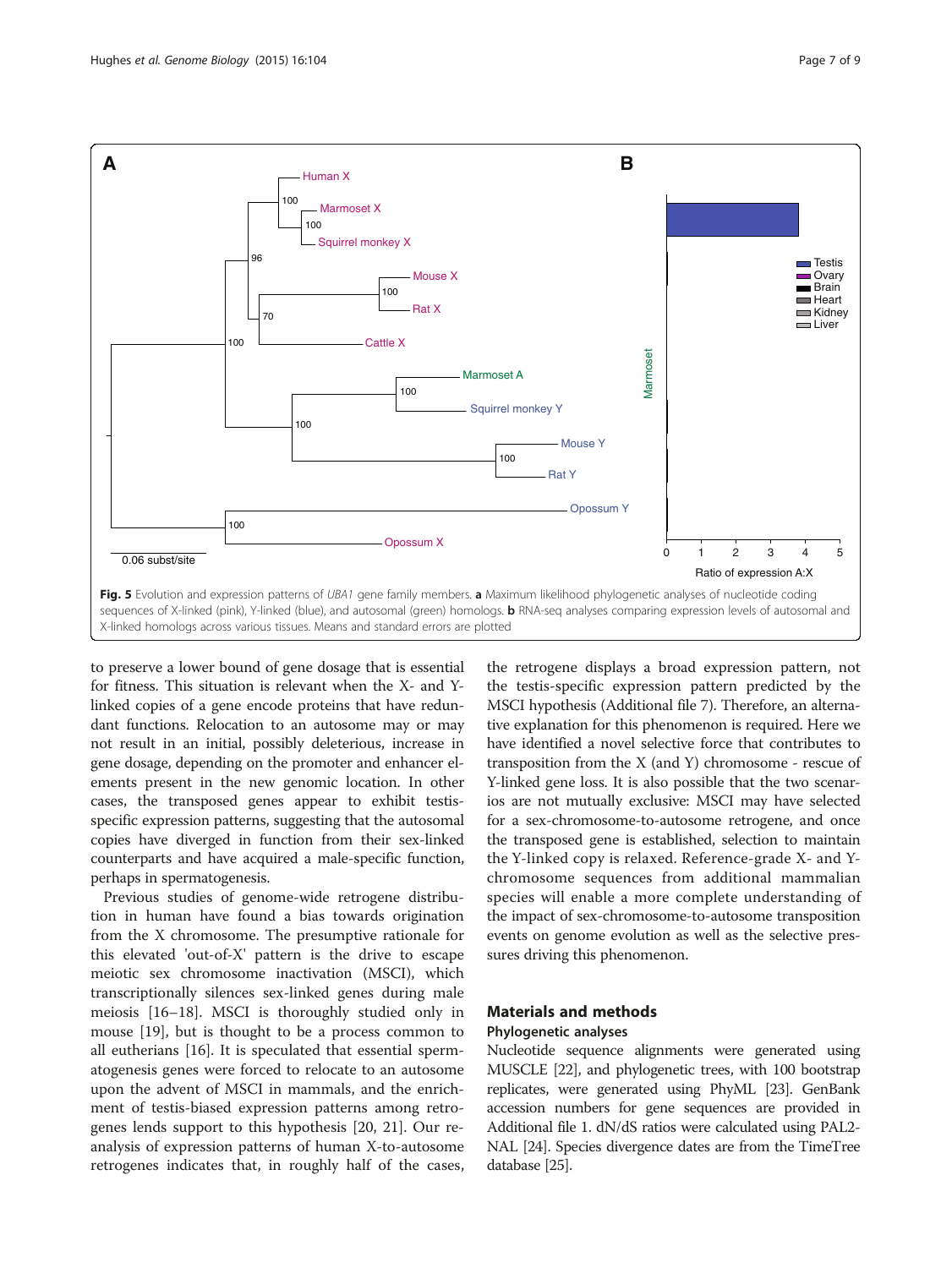**Fig. 5** Evolution and expression patterns of *UBA1* gene family members. **a** Maximum likelihood phylogenetic analyses of nucleotide coding sequences of X-linked (pink), Y-linked (blue), and autosomal (green) homologs. **b** RNA-seq analyses comparing expression levels of autosomal and X-linked homologs across various tissues. Means and standard errors are plotted

to preserve a lower bound of gene dosage that is essential for fitness. This situation is relevant when the X- and Y-linked copies of a gene encode proteins that have redundant functions. Relocation to an autosome may or may not result in an initial, possibly deleterious, increase in gene dosage, depending on the promoter and enhancer elements present in the new genomic location. In other cases, the transposed genes appear to exhibit testis-specific expression patterns, suggesting that the autosomal copies have diverged in function from their sex-linked counterparts and have acquired a male-specific function, perhaps in spermatogenesis.

Previous studies of genome-wide retrogene distribution in human have found a bias towards origination from the X chromosome. The presumptive rationale for this elevated 'out-of-X' pattern is the drive to escape meiotic sex chromosome inactivation (MSCI), which transcriptionally silences sex-linked genes during male meiosis [16–18]. MSCI is thoroughly studied only in mouse [19], but is thought to be a process common to all eutherians [16]. It is speculated that essential spermatogenesis genes were forced to relocate to an autosome upon the advent of MSCI in mammals, and the enrichment of testis-biased expression patterns among retrogenes lends support to this hypothesis [20, 21]. Our reanalysis of expression patterns of human X-to-autosome retrogenes indicates that, in roughly half of the cases, the retrogene displays a broad expression pattern, not the testis-specific expression pattern predicted by the MSCI hypothesis (Additional file 7). Therefore, an alternative explanation for this phenomenon is required. Here we have identified a novel selective force that contributes to transposition from the X (and Y) chromosome - rescue of Y-linked gene loss. It is also possible that the two scenarios are not mutually exclusive: MSCI may have selected for a sex-chromosome-to-autosome retrogene, and once the transposed gene is established, selection to maintain the Y-linked copy is relaxed. Reference-grade X- and Y-chromosome sequences from additional mammalian species will enable a more complete understanding of the impact of sex-chromosome-to-autosome transposition events on genome evolution as well as the selective pressures driving this phenomenon.

## Materials and methods

### Phylogenetic analyses

Nucleotide sequence alignments were generated using MUSCLE [22], and phylogenetic trees, with 100 bootstrap replicates, were generated using PhyML [23]. GenBank accession numbers for gene sequences are provided in Additional file 1. dN/dS ratios were calculated using PAL2-NAL [24]. Species divergence dates are from the TimeTree database [25].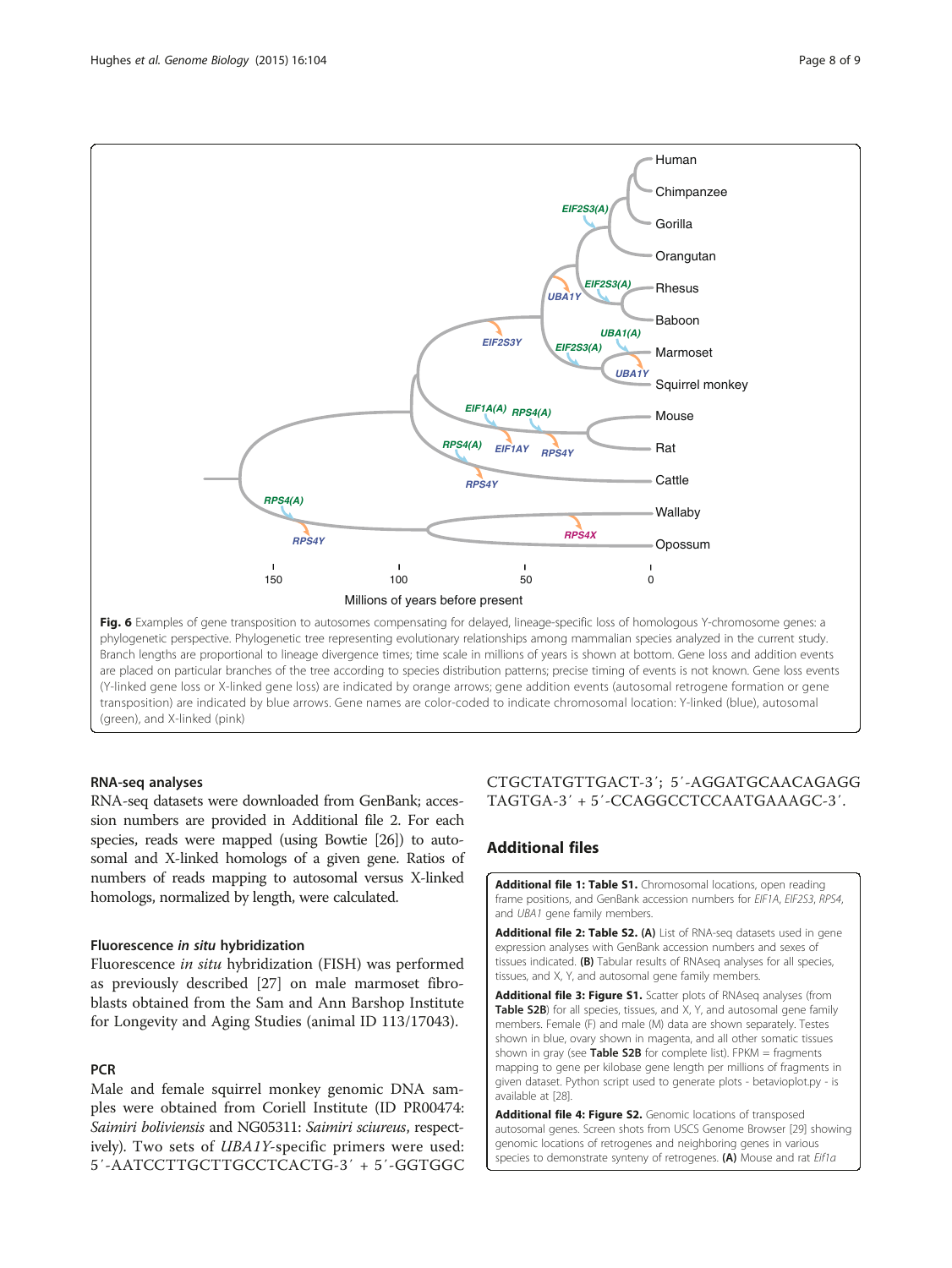**Fig. 6** Examples of gene transposition to autosomes compensating for delayed, lineage-specific loss of homologous Y-chromosome genes: a phylogenetic perspective. Phylogenetic tree representing evolutionary relationships among mammalian species analyzed in the current study. Branch lengths are proportional to lineage divergence times; time scale in millions of years is shown at bottom. Gene loss and addition events are placed on particular branches of the tree according to species distribution patterns; precise timing of events is not known. Gene loss events (Y-linked gene loss or X-linked gene loss) are indicated by orange arrows; gene addition events (autosomal retrogene formation or gene transposition) are indicated by blue arrows. Gene names are color-coded to indicate chromosomal location: Y-linked (blue), autosomal (green), and X-linked (pink)

### RNA-seq analyses

RNA-seq datasets were downloaded from GenBank; accession numbers are provided in Additional file 2. For each species, reads were mapped (using Bowtie [26]) to autosomal and X-linked homologs of a given gene. Ratios of numbers of reads mapping to autosomal versus X-linked homologs, normalized by length, were calculated.

### Fluorescence *in situ* hybridization

Fluorescence *in situ* hybridization (FISH) was performed as previously described [27] on male marmoset fibroblasts obtained from the Sam and Ann Barshop Institute for Longevity and Aging Studies (animal ID 113/17043).

### PCR

Male and female squirrel monkey genomic DNA samples were obtained from Coriell Institute (ID PR00474: *Saimiri boliviensis* and NG05311: *Saimiri sciureus*, respectively). Two sets of *UBA1Y*-specific primers were used: 5′-AATCCTTGCTTGCCTCACTG-3′ + 5′-GGTGGCCTGCTATGTTGACT-3′; 5′-AGGATGCAACAGAGGTAGTGA-3′ + 5′-CCAGGCCTCCAATGAAAGC-3′.

## Additional files

**Additional file 1: Table S1.** Chromosomal locations, open reading frame positions, and GenBank accession numbers for *EIF1A*, *EIF2S3*, *RPS4*, and *UBA1* gene family members.

**Additional file 2: Table S2. (A)** List of RNA-seq datasets used in gene expression analyses with GenBank accession numbers and sexes of tissues indicated. **(B)** Tabular results of RNAseq analyses for all species, tissues, and X, Y, and autosomal gene family members.

**Additional file 3: Figure S1.** Scatter plots of RNAseq analyses (from **Table S2B**) for all species, tissues, and X, Y, and autosomal gene family members. Female (F) and male (M) data are shown separately. Testes shown in blue, ovary shown in magenta, and all other somatic tissues shown in gray (see **Table S2B** for complete list). FPKM = fragments mapping to gene per kilobase gene length per millions of fragments in given dataset. Python script used to generate plots - betavioplot.py - is available at [28].

**Additional file 4: Figure S2.** Genomic locations of transposed autosomal genes. Screen shots from USCS Genome Browser [29] showing genomic locations of retrogenes and neighboring genes in various species to demonstrate synteny of retrogenes. **(A)** Mouse and rat *Eif1a*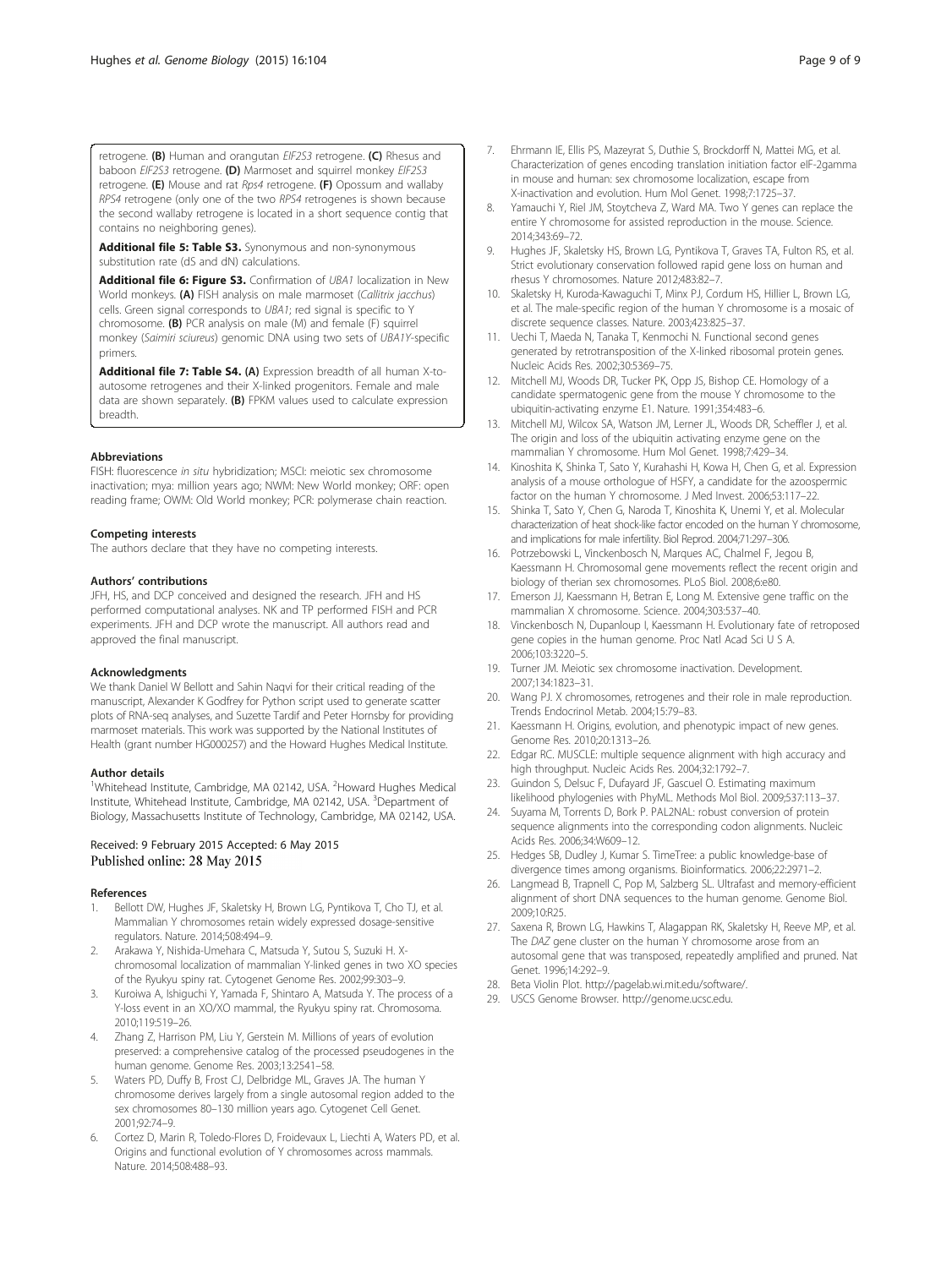retrogene. **(B)** Human and orangutan *EIF2S3* retrogene. **(C)** Rhesus and baboon *EIF2S3* retrogene. **(D)** Marmoset and squirrel monkey *EIF2S3* retrogene. **(E)** Mouse and rat *Rps4* retrogene. **(F)** Opossum and wallaby *RPS4* retrogene (only one of the two *RPS4* retrogenes is shown because the second wallaby retrogene is located in a short sequence contig that contains no neighboring genes).

**Additional file 5: Table S3.** Synonymous and non-synonymous substitution rate (dS and dN) calculations.

**Additional file 6: Figure S3.** Confirmation of *UBA1* localization in New World monkeys. **(A)** FISH analysis on male marmoset (*Callitrix jacchus*) cells. Green signal corresponds to *UBA1*; red signal is specific to Y chromosome. **(B)** PCR analysis on male (M) and female (F) squirrel monkey (*Saimiri sciureus*) genomic DNA using two sets of *UBA1Y*-specific primers.

**Additional file 7: Table S4. (A)** Expression breadth of all human X-to-autosome retrogenes and their X-linked progenitors. Female and male data are shown separately. **(B)** FPKM values used to calculate expression breadth.

#### Abbreviations

FISH: fluorescence *in situ* hybridization; MSCI: meiotic sex chromosome inactivation; mya: million years ago; NWM: New World monkey; ORF: open reading frame; OWM: Old World monkey; PCR: polymerase chain reaction.

#### Competing interests

The authors declare that they have no competing interests.

#### Authors' contributions

JFH, HS, and DCP conceived and designed the research. JFH and HS performed computational analyses. NK and TP performed FISH and PCR experiments. JFH and DCP wrote the manuscript. All authors read and approved the final manuscript.

#### Acknowledgments

We thank Daniel W Bellott and Sahin Naqvi for their critical reading of the manuscript, Alexander K Godfrey for Python script used to generate scatter plots of RNA-seq analyses, and Suzette Tardif and Peter Hornsby for providing marmoset materials. This work was supported by the National Institutes of Health (grant number HG000257) and the Howard Hughes Medical Institute.

#### Author details

[1]Whitehead Institute, Cambridge, MA 02142, USA. [2]Howard Hughes Medical Institute, Whitehead Institute, Cambridge, MA 02142, USA. [3]Department of Biology, Massachusetts Institute of Technology, Cambridge, MA 02142, USA.

Received: 9 February 2015 Accepted: 6 May 2015
Published online: 28 May 2015

#### References

1. Bellott DW, Hughes JF, Skaletsky H, Brown LG, Pyntikova T, Cho TJ, et al. Mammalian Y chromosomes retain widely expressed dosage-sensitive regulators. Nature. 2014;508:494–9.
2. Arakawa Y, Nishida-Umehara C, Matsuda Y, Sutou S, Suzuki H. X-chromosomal localization of mammalian Y-linked genes in two XO species of the Ryukyu spiny rat. Cytogenet Genome Res. 2002;99:303–9.
3. Kuroiwa A, Ishiguchi Y, Yamada F, Shintaro A, Matsuda Y. The process of a Y-loss event in an XO/XO mammal, the Ryukyu spiny rat. Chromosoma. 2010;119:519–26.
4. Zhang Z, Harrison PM, Liu Y, Gerstein M. Millions of years of evolution preserved: a comprehensive catalog of the processed pseudogenes in the human genome. Genome Res. 2003;13:2541–58.
5. Waters PD, Duffy B, Frost CJ, Delbridge ML, Graves JA. The human Y chromosome derives largely from a single autosomal region added to the sex chromosomes 80–130 million years ago. Cytogenet Cell Genet. 2001;92:74–9.
6. Cortez D, Marin R, Toledo-Flores D, Froidevaux L, Liechti A, Waters PD, et al. Origins and functional evolution of Y chromosomes across mammals. Nature. 2014;508:488–93.
7. Ehrmann IE, Ellis PS, Mazeyrat S, Duthie S, Brockdorff N, Mattei MG, et al. Characterization of genes encoding translation initiation factor eIF-2gamma in mouse and human: sex chromosome localization, escape from X-inactivation and evolution. Hum Mol Genet. 1998;7:1725–37.
8. Yamauchi Y, Riel JM, Stoytcheva Z, Ward MA. Two Y genes can replace the entire Y chromosome for assisted reproduction in the mouse. Science. 2014;343:69–72.
9. Hughes JF, Skaletsky HS, Brown LG, Pyntikova T, Graves TA, Fulton RS, et al. Strict evolutionary conservation followed rapid gene loss on human and rhesus Y chromosomes. Nature 2012;483:82–7.
10. Skaletsky H, Kuroda-Kawaguchi T, Minx PJ, Cordum HS, Hillier L, Brown LG, et al. The male-specific region of the human Y chromosome is a mosaic of discrete sequence classes. Nature. 2003;423:825–37.
11. Uechi T, Maeda N, Tanaka T, Kenmochi N. Functional second genes generated by retrotransposition of the X-linked ribosomal protein genes. Nucleic Acids Res. 2002;30:5369–75.
12. Mitchell MJ, Woods DR, Tucker PK, Opp JS, Bishop CE. Homology of a candidate spermatogenic gene from the mouse Y chromosome to the ubiquitin-activating enzyme E1. Nature. 1991;354:483–6.
13. Mitchell MJ, Wilcox SA, Watson JM, Lerner JL, Woods DR, Scheffler J, et al. The origin and loss of the ubiquitin activating enzyme gene on the mammalian Y chromosome. Hum Mol Genet. 1998;7:429–34.
14. Kinoshita K, Shinka T, Sato Y, Kurahashi H, Kowa H, Chen G, et al. Expression analysis of a mouse orthologue of HSFY, a candidate for the azoospermic factor on the human Y chromosome. J Med Invest. 2006;53:117–22.
15. Shinka T, Sato Y, Chen G, Naroda T, Kinoshita K, Unemi Y, et al. Molecular characterization of heat shock-like factor encoded on the human Y chromosome, and implications for male infertility. Biol Reprod. 2004;71:297–306.
16. Potrzebowski L, Vinckenbosch N, Marques AC, Chalmel F, Jegou B, Kaessmann H. Chromosomal gene movements reflect the recent origin and biology of therian sex chromosomes. PLoS Biol. 2008;6:e80.
17. Emerson JJ, Kaessmann H, Betran E, Long M. Extensive gene traffic on the mammalian X chromosome. Science. 2004;303:537–40.
18. Vinckenbosch N, Dupanloup I, Kaessmann H. Evolutionary fate of retroposed gene copies in the human genome. Proc Natl Acad Sci U S A. 2006;103:3220–5.
19. Turner JM. Meiotic sex chromosome inactivation. Development. 2007;134:1823–31.
20. Wang PJ. X chromosomes, retrogenes and their role in male reproduction. Trends Endocrinol Metab. 2004;15:79–83.
21. Kaessmann H. Origins, evolution, and phenotypic impact of new genes. Genome Res. 2010;20:1313–26.
22. Edgar RC. MUSCLE: multiple sequence alignment with high accuracy and high throughput. Nucleic Acids Res. 2004;32:1792–7.
23. Guindon S, Delsuc F, Dufayard JF, Gascuel O. Estimating maximum likelihood phylogenies with PhyML. Methods Mol Biol. 2009;537:113–37.
24. Suyama M, Torrents D, Bork P. PAL2NAL: robust conversion of protein sequence alignments into the corresponding codon alignments. Nucleic Acids Res. 2006;34:W609–12.
25. Hedges SB, Dudley J, Kumar S. TimeTree: a public knowledge-base of divergence times among organisms. Bioinformatics. 2006;22:2971–2.
26. Langmead B, Trapnell C, Pop M, Salzberg SL. Ultrafast and memory-efficient alignment of short DNA sequences to the human genome. Genome Biol. 2009;10:R25.
27. Saxena R, Brown LG, Hawkins T, Alagappan RK, Skaletsky H, Reeve MP, et al. The *DAZ* gene cluster on the human Y chromosome arose from an autosomal gene that was transposed, repeatedly amplified and pruned. Nat Genet. 1996;14:292–9.
28. Beta Violin Plot. http://pagelab.wi.mit.edu/software/.
29. USCS Genome Browser. http://genome.ucsc.edu.